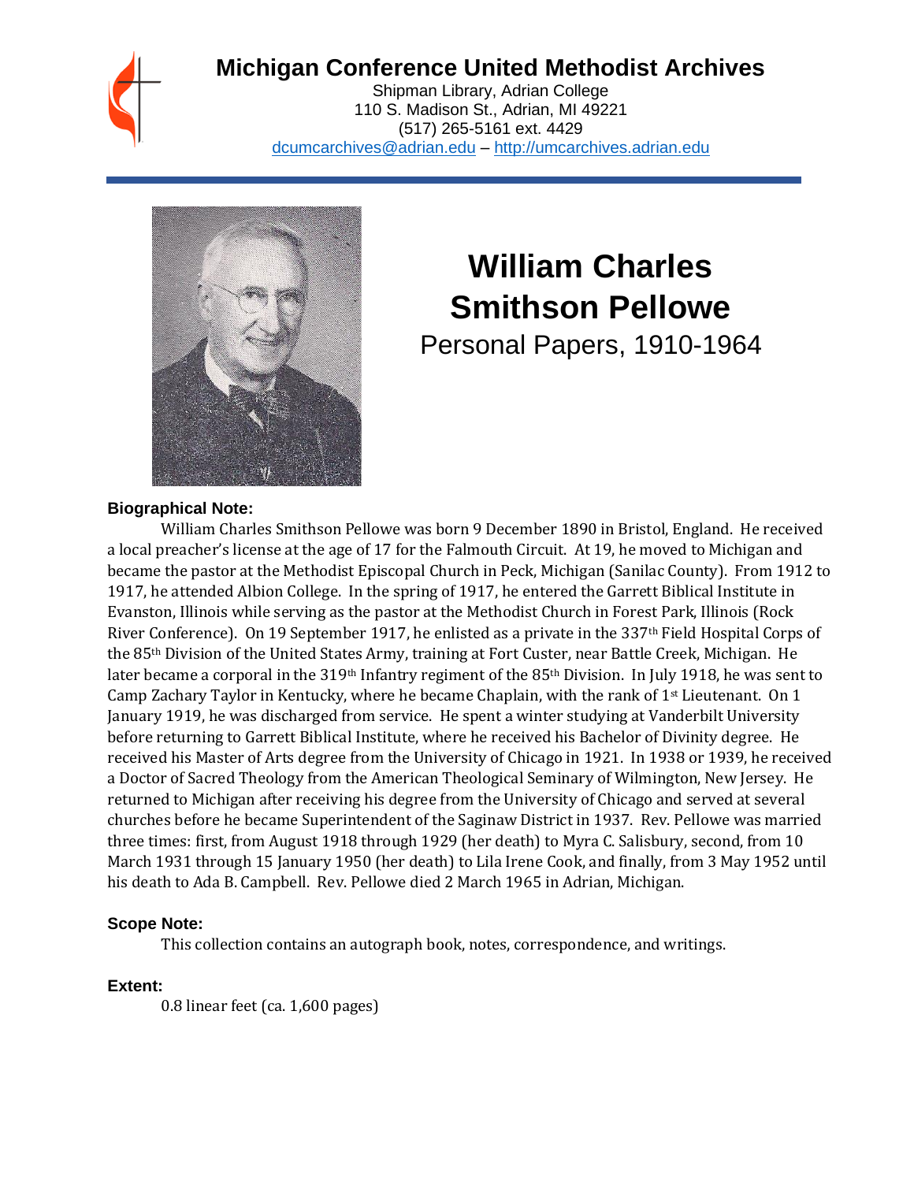# Michigan Conference United Methodist Archives

Shipman Library, Adrian College
110 S. Madison St., Adrian, MI 49221
(517) 265-5161 ext. 4429
dcumcarchives@adrian.edu – http://umcarchives.adrian.edu

# William Charles Smithson Pellowe

## Personal Papers, 1910-1964

### Biographical Note:

William Charles Smithson Pellowe was born 9 December 1890 in Bristol, England. He received a local preacher's license at the age of 17 for the Falmouth Circuit. At 19, he moved to Michigan and became the pastor at the Methodist Episcopal Church in Peck, Michigan (Sanilac County). From 1912 to 1917, he attended Albion College. In the spring of 1917, he entered the Garrett Biblical Institute in Evanston, Illinois while serving as the pastor at the Methodist Church in Forest Park, Illinois (Rock River Conference). On 19 September 1917, he enlisted as a private in the 337th Field Hospital Corps of the 85th Division of the United States Army, training at Fort Custer, near Battle Creek, Michigan. He later became a corporal in the 319th Infantry regiment of the 85th Division. In July 1918, he was sent to Camp Zachary Taylor in Kentucky, where he became Chaplain, with the rank of 1st Lieutenant. On 1 January 1919, he was discharged from service. He spent a winter studying at Vanderbilt University before returning to Garrett Biblical Institute, where he received his Bachelor of Divinity degree. He received his Master of Arts degree from the University of Chicago in 1921. In 1938 or 1939, he received a Doctor of Sacred Theology from the American Theological Seminary of Wilmington, New Jersey. He returned to Michigan after receiving his degree from the University of Chicago and served at several churches before he became Superintendent of the Saginaw District in 1937. Rev. Pellowe was married three times: first, from August 1918 through 1929 (her death) to Myra C. Salisbury, second, from 10 March 1931 through 15 January 1950 (her death) to Lila Irene Cook, and finally, from 3 May 1952 until his death to Ada B. Campbell. Rev. Pellowe died 2 March 1965 in Adrian, Michigan.

### Scope Note:

This collection contains an autograph book, notes, correspondence, and writings.

### Extent:

0.8 linear feet (ca. 1,600 pages)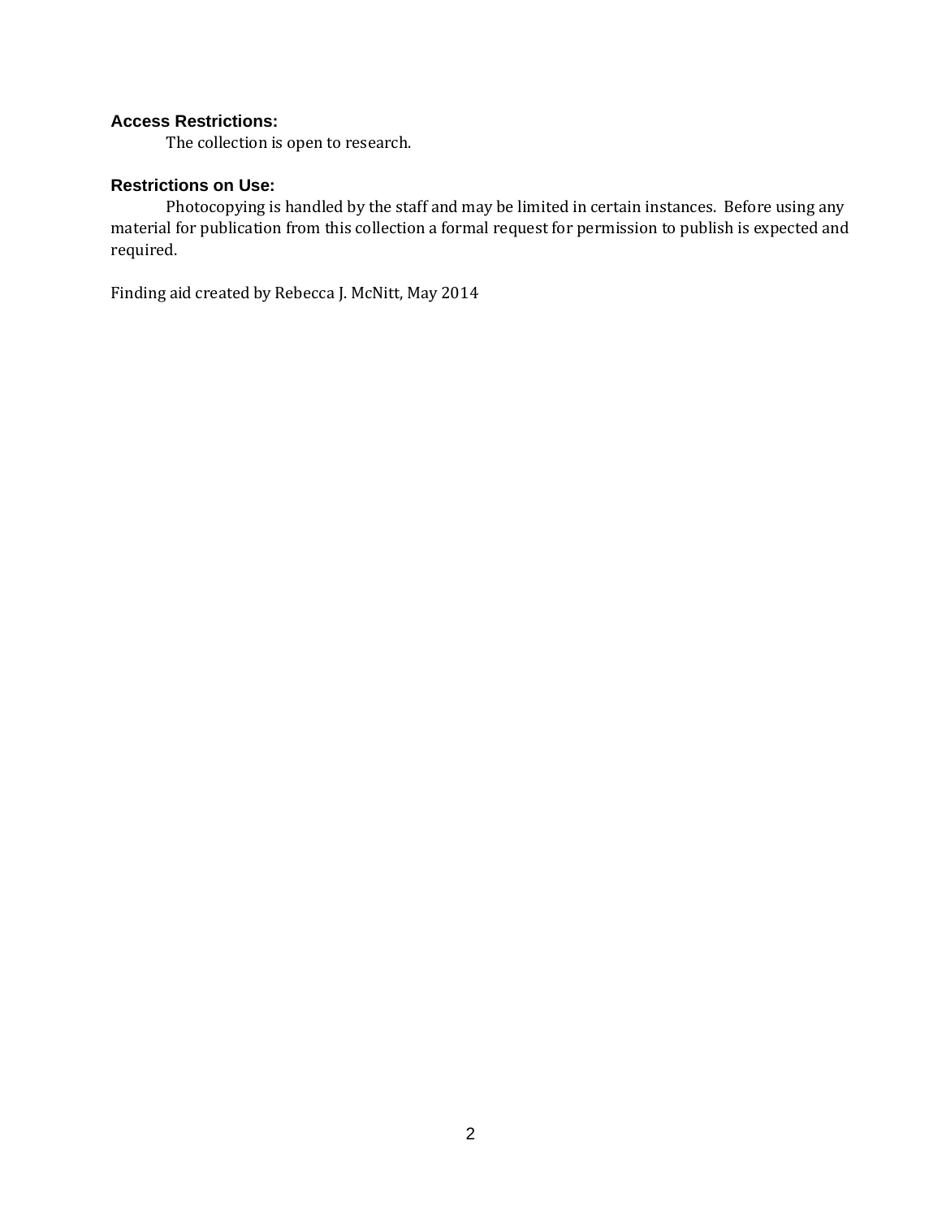### Access Restrictions:

The collection is open to research.

### Restrictions on Use:

Photocopying is handled by the staff and may be limited in certain instances. Before using any material for publication from this collection a formal request for permission to publish is expected and required.

Finding aid created by Rebecca J. McNitt, May 2014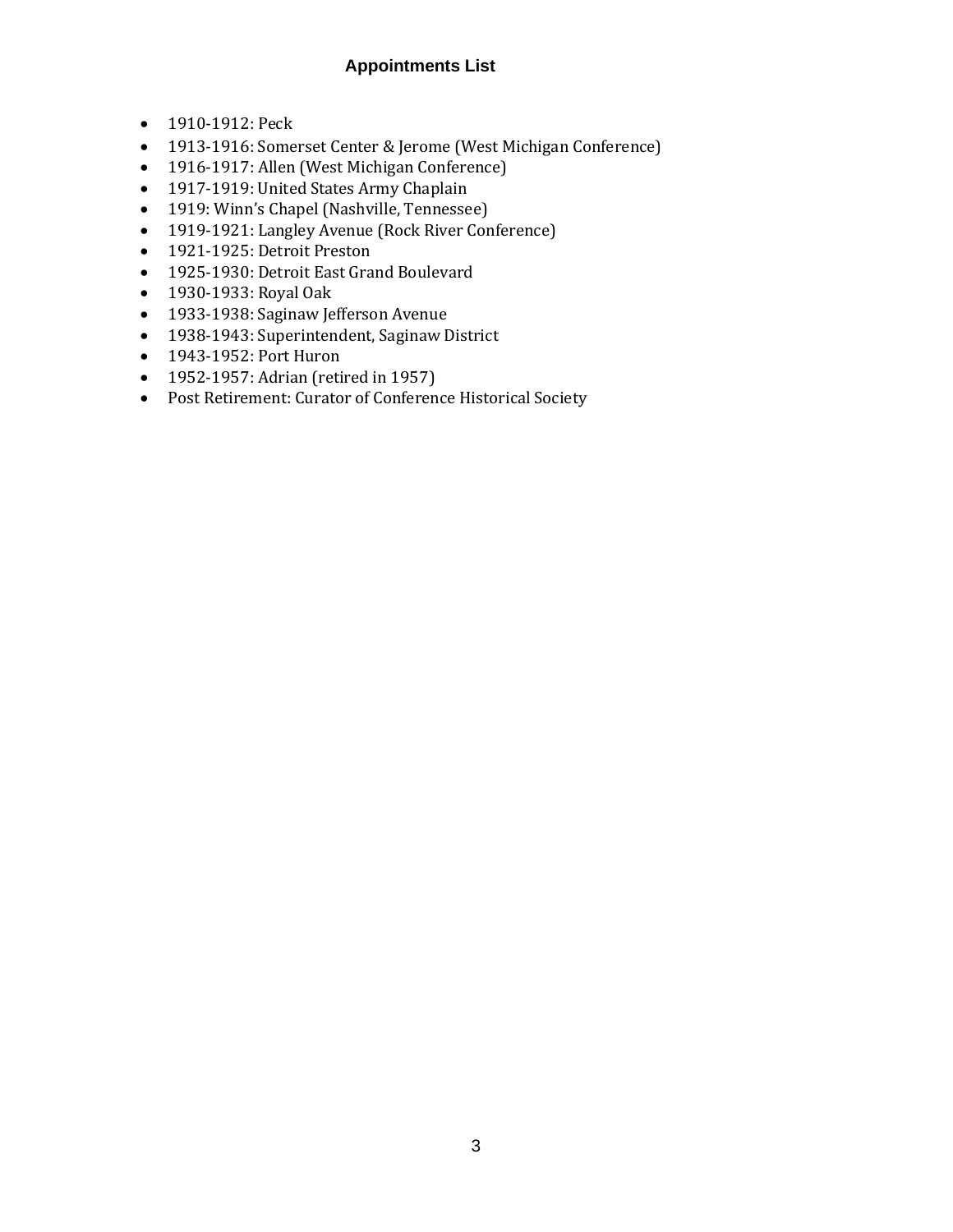## Appointments List

- 1910-1912: Peck
- 1913-1916: Somerset Center & Jerome (West Michigan Conference)
- 1916-1917: Allen (West Michigan Conference)
- 1917-1919: United States Army Chaplain
- 1919: Winn's Chapel (Nashville, Tennessee)
- 1919-1921: Langley Avenue (Rock River Conference)
- 1921-1925: Detroit Preston
- 1925-1930: Detroit East Grand Boulevard
- 1930-1933: Royal Oak
- 1933-1938: Saginaw Jefferson Avenue
- 1938-1943: Superintendent, Saginaw District
- 1943-1952: Port Huron
- 1952-1957: Adrian (retired in 1957)
- Post Retirement: Curator of Conference Historical Society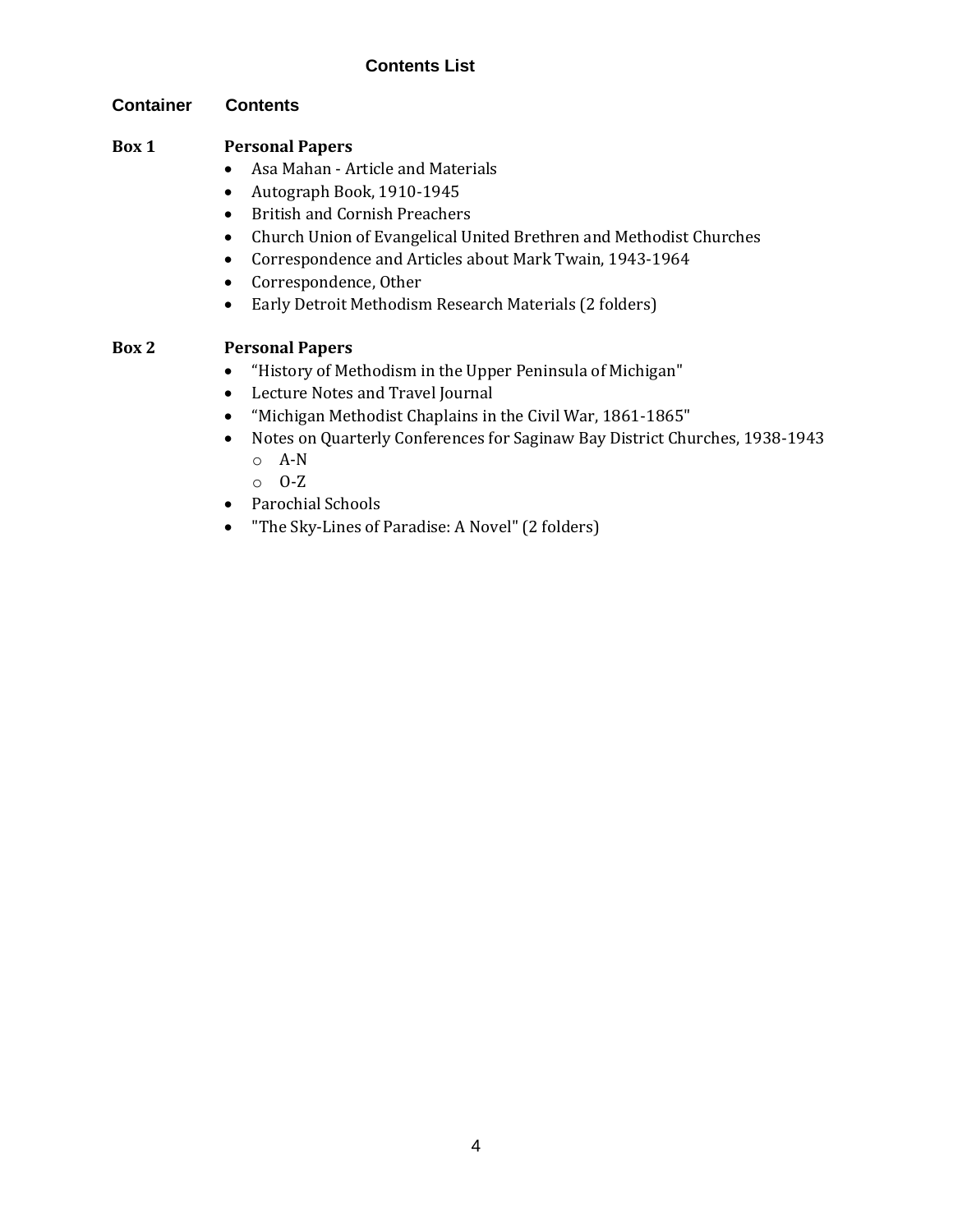# Contents List

| Container | Contents |
|---|---|
| **Box 1** | **Personal Papers** |

- Asa Mahan - Article and Materials
- Autograph Book, 1910-1945
- British and Cornish Preachers
- Church Union of Evangelical United Brethren and Methodist Churches
- Correspondence and Articles about Mark Twain, 1943-1964
- Correspondence, Other
- Early Detroit Methodism Research Materials (2 folders)

| | |
|---|---|
| **Box 2** | **Personal Papers** |

- "History of Methodism in the Upper Peninsula of Michigan"
- Lecture Notes and Travel Journal
- "Michigan Methodist Chaplains in the Civil War, 1861-1865"
- Notes on Quarterly Conferences for Saginaw Bay District Churches, 1938-1943
  - A-N
  - O-Z
- Parochial Schools
- "The Sky-Lines of Paradise: A Novel" (2 folders)